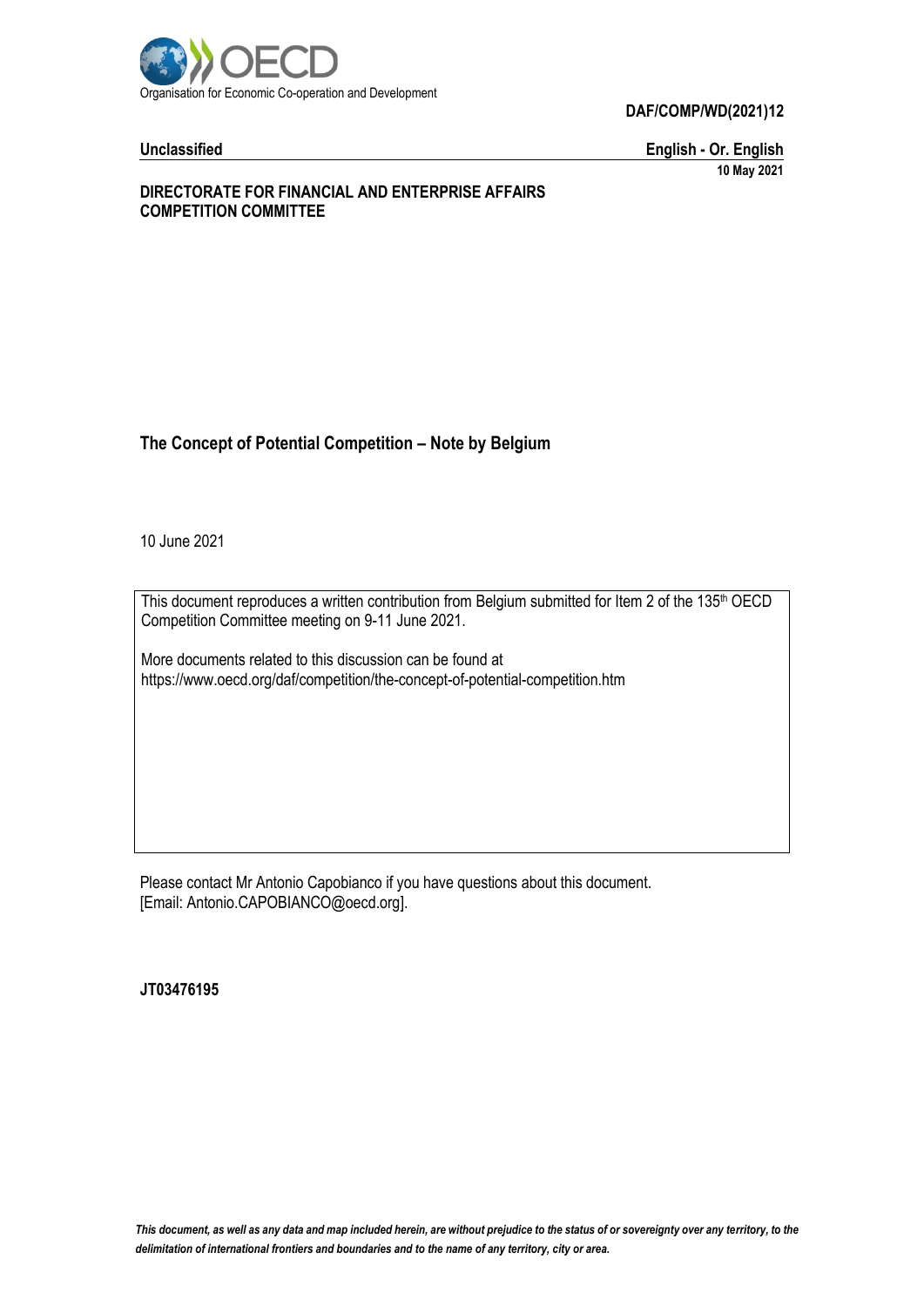Organisation for Economic Co-operation and Development

**DAF/COMP/WD(2021)12**

**Unclassified** **English - Or. English**

**10 May 2021**

**DIRECTORATE FOR FINANCIAL AND ENTERPRISE AFFAIRS**
**COMPETITION COMMITTEE**

# The Concept of Potential Competition – Note by Belgium

10 June 2021

This document reproduces a written contribution from Belgium submitted for Item 2 of the 135th OECD Competition Committee meeting on 9-11 June 2021.

More documents related to this discussion can be found at
https://www.oecd.org/daf/competition/the-concept-of-potential-competition.htm

Please contact Mr Antonio Capobianco if you have questions about this document.
[Email: Antonio.CAPOBIANCO@oecd.org].

**JT03476195**

*This document, as well as any data and map included herein, are without prejudice to the status of or sovereignty over any territory, to the delimitation of international frontiers and boundaries and to the name of any territory, city or area.*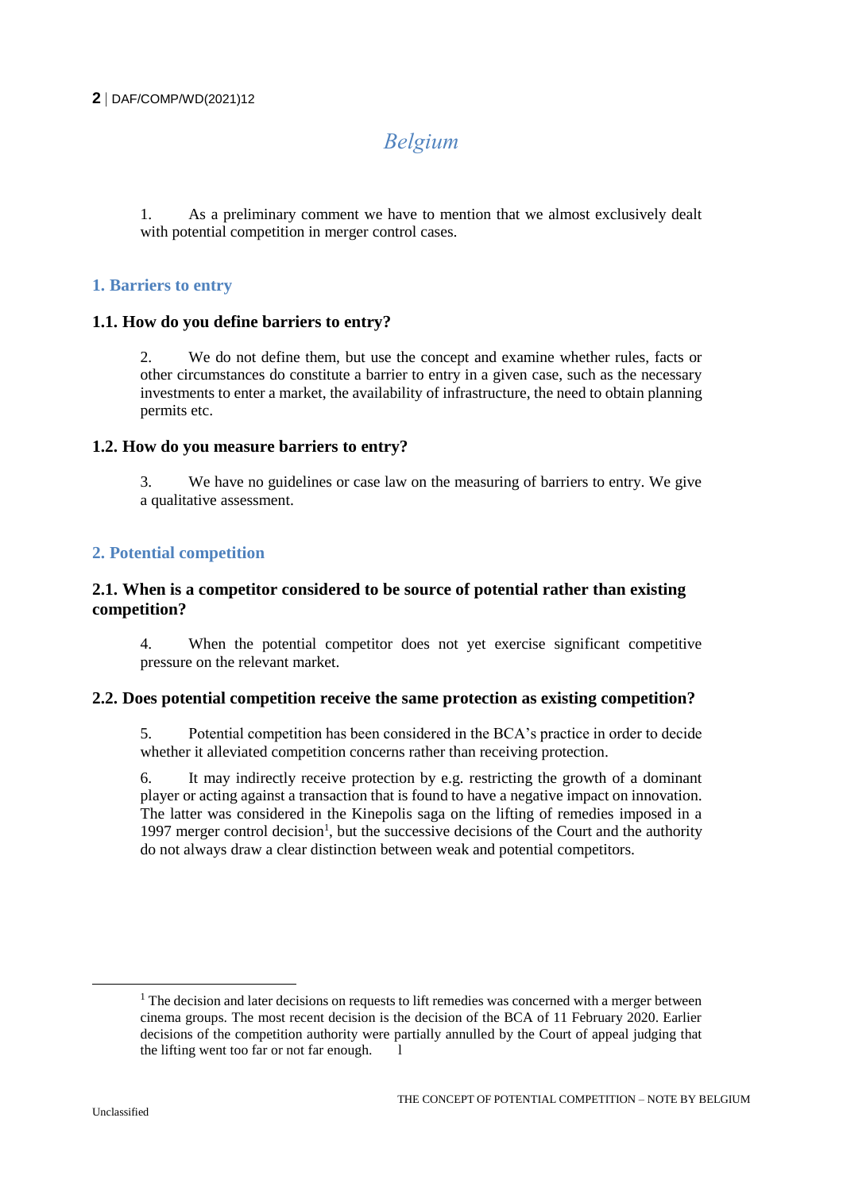# Belgium

1. As a preliminary comment we have to mention that we almost exclusively dealt with potential competition in merger control cases.

## 1. Barriers to entry

### 1.1. How do you define barriers to entry?

2. We do not define them, but use the concept and examine whether rules, facts or other circumstances do constitute a barrier to entry in a given case, such as the necessary investments to enter a market, the availability of infrastructure, the need to obtain planning permits etc.

### 1.2. How do you measure barriers to entry?

3. We have no guidelines or case law on the measuring of barriers to entry. We give a qualitative assessment.

## 2. Potential competition

### 2.1. When is a competitor considered to be source of potential rather than existing competition?

4. When the potential competitor does not yet exercise significant competitive pressure on the relevant market.

### 2.2. Does potential competition receive the same protection as existing competition?

5. Potential competition has been considered in the BCA's practice in order to decide whether it alleviated competition concerns rather than receiving protection.

6. It may indirectly receive protection by e.g. restricting the growth of a dominant player or acting against a transaction that is found to have a negative impact on innovation. The latter was considered in the Kinepolis saga on the lifting of remedies imposed in a 1997 merger control decision[1], but the successive decisions of the Court and the authority do not always draw a clear distinction between weak and potential competitors.

---

[1] The decision and later decisions on requests to lift remedies was concerned with a merger between cinema groups. The most recent decision is the decision of the BCA of 11 February 2020. Earlier decisions of the competition authority were partially annulled by the Court of appeal judging that the lifting went too far or not far enough. l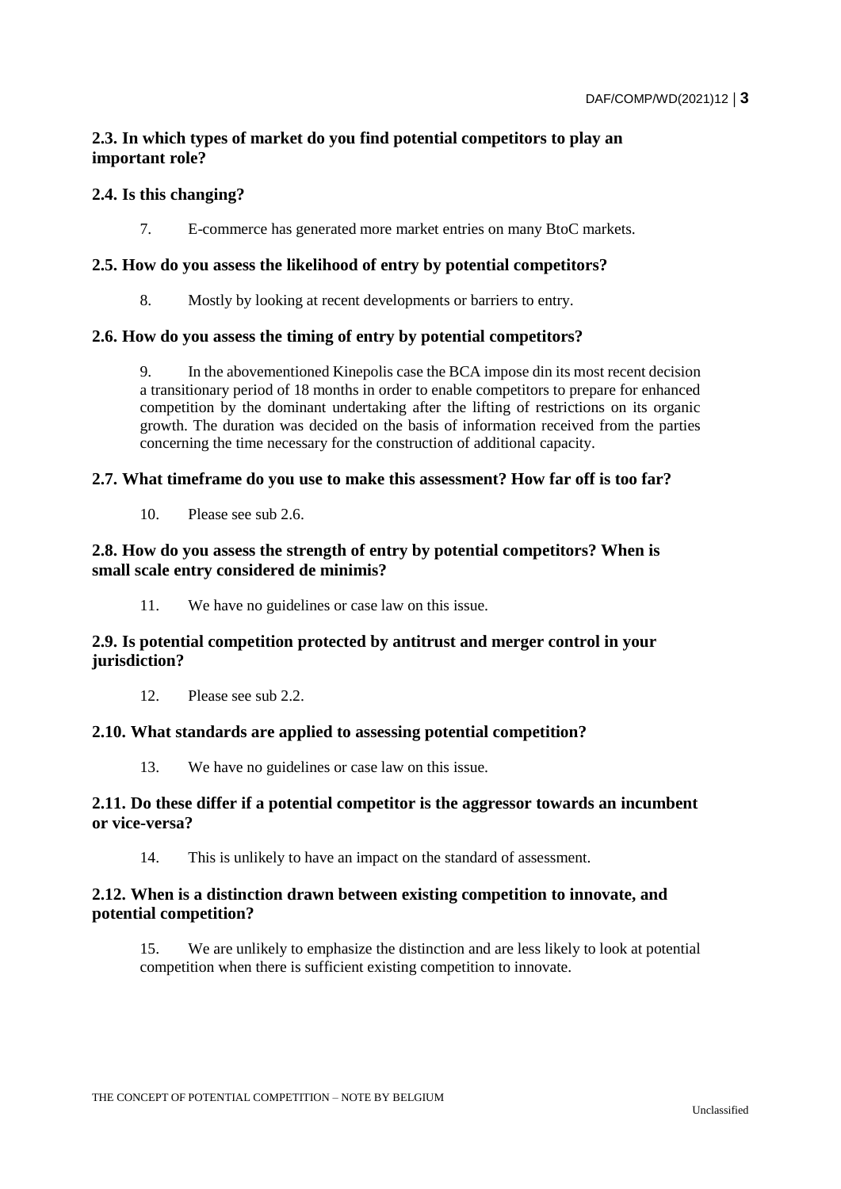### 2.3. In which types of market do you find potential competitors to play an important role?

### 2.4. Is this changing?

7. E-commerce has generated more market entries on many BtoC markets.

### 2.5. How do you assess the likelihood of entry by potential competitors?

8. Mostly by looking at recent developments or barriers to entry.

### 2.6. How do you assess the timing of entry by potential competitors?

9. In the abovementioned Kinepolis case the BCA impose din its most recent decision a transitionary period of 18 months in order to enable competitors to prepare for enhanced competition by the dominant undertaking after the lifting of restrictions on its organic growth. The duration was decided on the basis of information received from the parties concerning the time necessary for the construction of additional capacity.

### 2.7. What timeframe do you use to make this assessment? How far off is too far?

10. Please see sub 2.6.

### 2.8. How do you assess the strength of entry by potential competitors? When is small scale entry considered de minimis?

11. We have no guidelines or case law on this issue.

### 2.9. Is potential competition protected by antitrust and merger control in your jurisdiction?

12. Please see sub 2.2.

### 2.10. What standards are applied to assessing potential competition?

13. We have no guidelines or case law on this issue.

### 2.11. Do these differ if a potential competitor is the aggressor towards an incumbent or vice-versa?

14. This is unlikely to have an impact on the standard of assessment.

### 2.12. When is a distinction drawn between existing competition to innovate, and potential competition?

15. We are unlikely to emphasize the distinction and are less likely to look at potential competition when there is sufficient existing competition to innovate.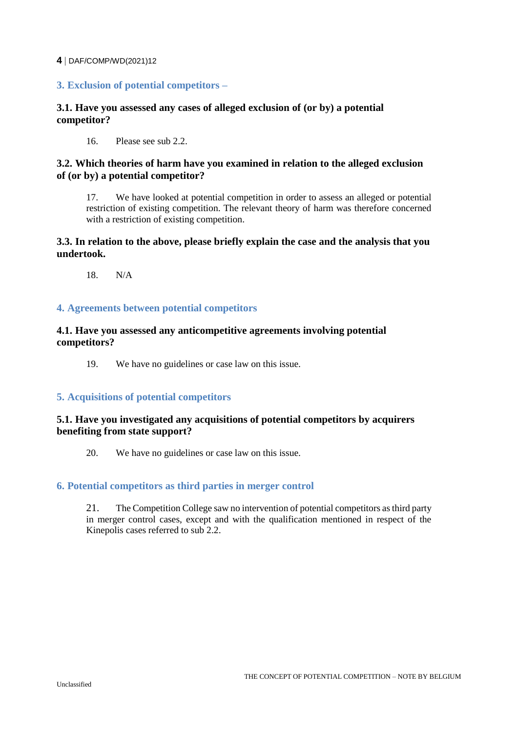## 3. Exclusion of potential competitors –

### 3.1. Have you assessed any cases of alleged exclusion of (or by) a potential competitor?

16. Please see sub 2.2.

### 3.2. Which theories of harm have you examined in relation to the alleged exclusion of (or by) a potential competitor?

17. We have looked at potential competition in order to assess an alleged or potential restriction of existing competition. The relevant theory of harm was therefore concerned with a restriction of existing competition.

### 3.3. In relation to the above, please briefly explain the case and the analysis that you undertook.

18. N/A

## 4. Agreements between potential competitors

### 4.1. Have you assessed any anticompetitive agreements involving potential competitors?

19. We have no guidelines or case law on this issue.

## 5. Acquisitions of potential competitors

### 5.1. Have you investigated any acquisitions of potential competitors by acquirers benefiting from state support?

20. We have no guidelines or case law on this issue.

## 6. Potential competitors as third parties in merger control

21. The Competition College saw no intervention of potential competitors as third party in merger control cases, except and with the qualification mentioned in respect of the Kinepolis cases referred to sub 2.2.